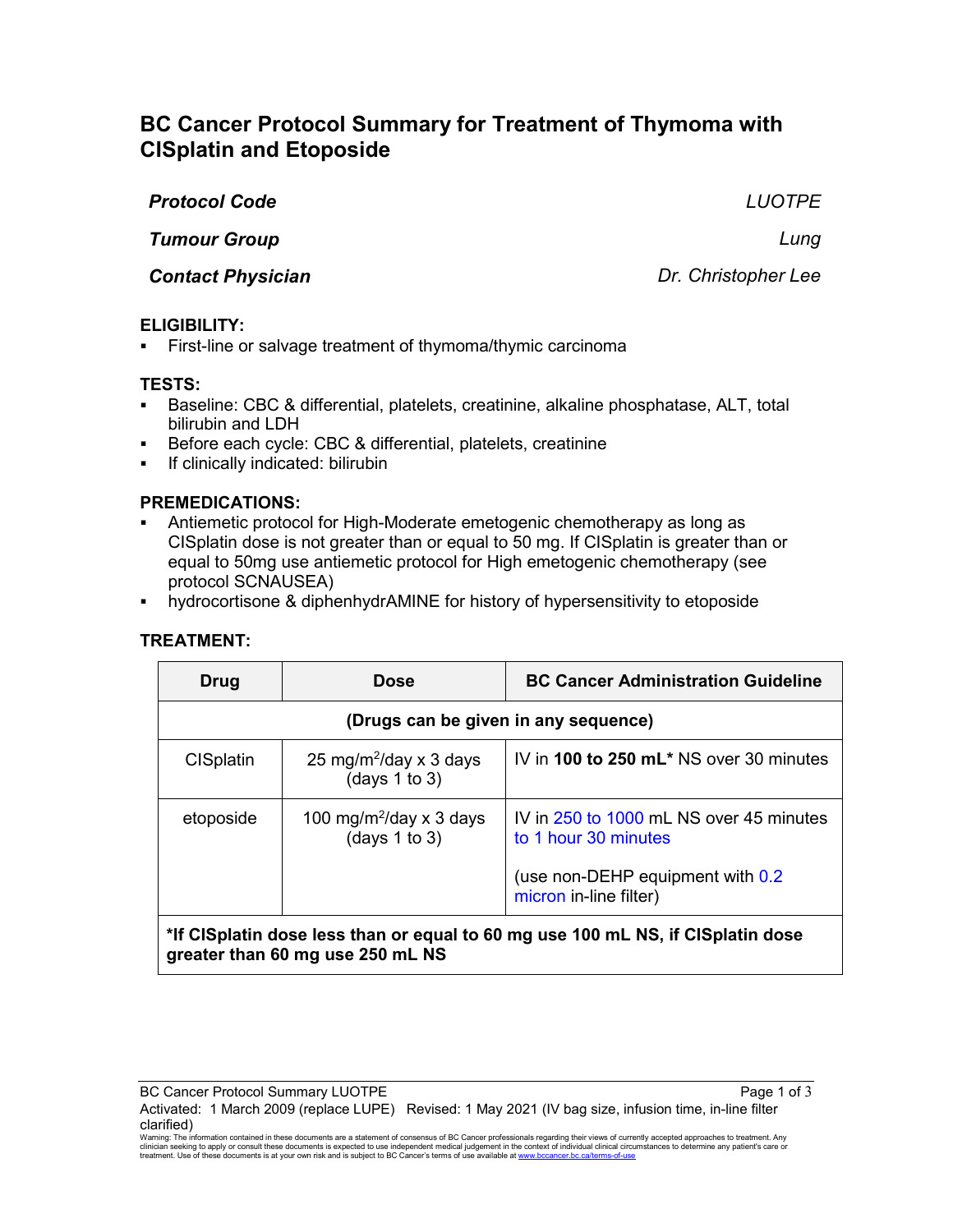# BC Cancer Protocol Summary for Treatment of Thymoma with CISplatin and Etoposide

| | |
|---|---|
| ***Protocol Code*** | *LUOTPE* |
| ***Tumour Group*** | *Lung* |
| ***Contact Physician*** | *Dr. Christopher Lee* |

**ELIGIBILITY:**

- First-line or salvage treatment of thymoma/thymic carcinoma

**TESTS:**

- Baseline: CBC & differential, platelets, creatinine, alkaline phosphatase, ALT, total bilirubin and LDH
- Before each cycle: CBC & differential, platelets, creatinine
- If clinically indicated: bilirubin

**PREMEDICATIONS:**

- Antiemetic protocol for High-Moderate emetogenic chemotherapy as long as CISplatin dose is not greater than or equal to 50 mg. If CISplatin is greater than or equal to 50mg use antiemetic protocol for High emetogenic chemotherapy (see protocol SCNAUSEA)
- hydrocortisone & diphenhydrAMINE for history of hypersensitivity to etoposide

**TREATMENT:**

| Drug | Dose | BC Cancer Administration Guideline |
|---|---|---|
| **(Drugs can be given in any sequence)** | | |
| CISplatin | 25 mg/m$^2$/day x 3 days (days 1 to 3) | IV in **100 to 250 mL*** NS over 30 minutes |
| etoposide | 100 mg/m$^2$/day x 3 days (days 1 to 3) | IV in 250 to 1000 mL NS over 45 minutes to 1 hour 30 minutes<br><br>(use non-DEHP equipment with 0.2 micron in-line filter) |
| ***If CISplatin dose less than or equal to 60 mg use 100 mL NS, if CISplatin dose greater than 60 mg use 250 mL NS** | | |

BC Cancer Protocol Summary LUOTPE

Activated: 1 March 2009 (replace LUPE) Revised: 1 May 2021 (IV bag size, infusion time, in-line filter clarified)

Warning: The information contained in these documents are a statement of consensus of BC Cancer professionals regarding their views of currently accepted approaches to treatment. Any clinician seeking to apply or consult these documents is expected to use independent medical judgement in the context of individual clinical circumstances to determine any patient's care or treatment. Use of these documents is at your own risk and is subject to BC Cancer's terms of use available at www.bccancer.bc.ca/terms-of-use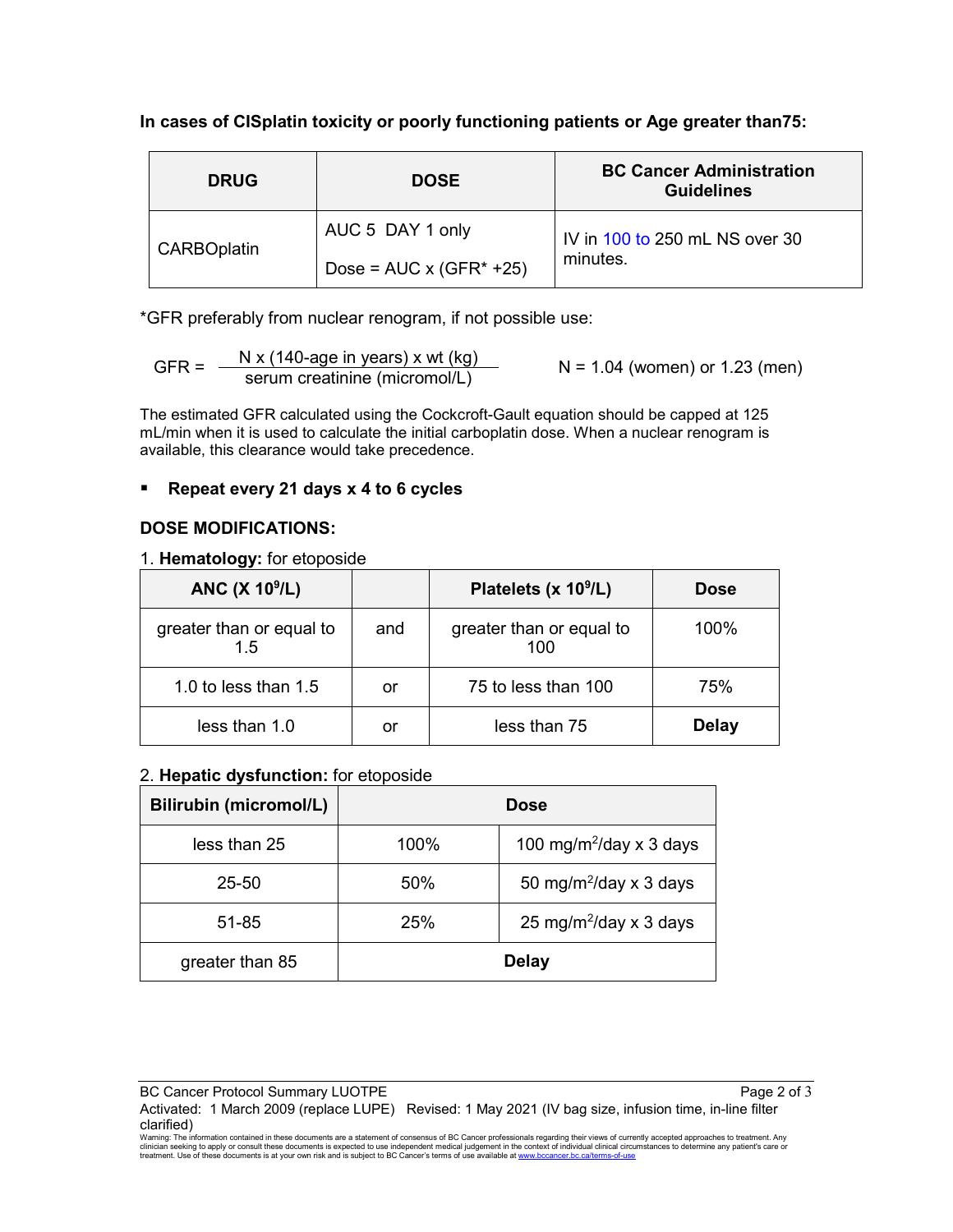**In cases of CISplatin toxicity or poorly functioning patients or Age greater than75:**

| DRUG | DOSE | BC Cancer Administration Guidelines |
|---|---|---|
| CARBOplatin | AUC 5 DAY 1 only<br><br>Dose = AUC x (GFR* +25) | IV in 100 to 250 mL NS over 30 minutes. |

*GFR preferably from nuclear renogram, if not possible use:

$$GFR = \frac{N \times (140\text{-age in years}) \times wt\ (kg)}{\text{serum creatinine (micromol/L)}} \qquad N = 1.04 \text{ (women) or } 1.23 \text{ (men)}$$

The estimated GFR calculated using the Cockcroft-Gault equation should be capped at 125 mL/min when it is used to calculate the initial carboplatin dose. When a nuclear renogram is available, this clearance would take precedence.

- **Repeat every 21 days x 4 to 6 cycles**

**DOSE MODIFICATIONS:**

1. **Hematology:** for etoposide

| ANC (X $10^9$/L) | | Platelets (x $10^9$/L) | Dose |
|---|---|---|---|
| greater than or equal to 1.5 | and | greater than or equal to 100 | 100% |
| 1.0 to less than 1.5 | or | 75 to less than 100 | 75% |
| less than 1.0 | or | less than 75 | **Delay** |

2. **Hepatic dysfunction:** for etoposide

| Bilirubin (micromol/L) | Dose | |
|---|---|---|
| less than 25 | 100% | 100 mg/m$^2$/day x 3 days |
| 25-50 | 50% | 50 mg/m$^2$/day x 3 days |
| 51-85 | 25% | 25 mg/m$^2$/day x 3 days |
| greater than 85 | **Delay** | |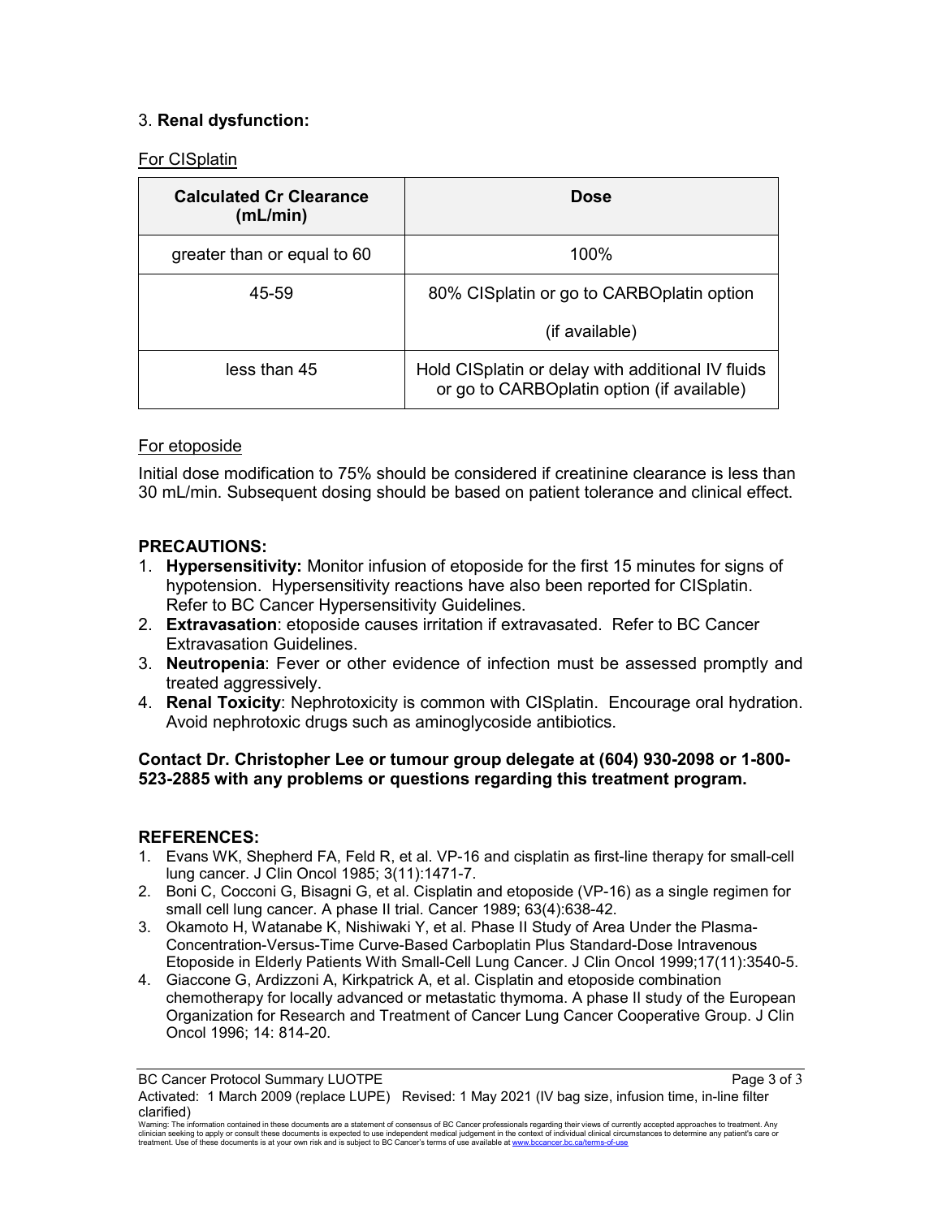3. **Renal dysfunction:**

For CISplatin

| Calculated Cr Clearance (mL/min) | Dose |
|---|---|
| greater than or equal to 60 | 100% |
| 45-59 | 80% CISplatin or go to CARBOplatin option (if available) |
| less than 45 | Hold CISplatin or delay with additional IV fluids or go to CARBOplatin option (if available) |

For etoposide

Initial dose modification to 75% should be considered if creatinine clearance is less than 30 mL/min. Subsequent dosing should be based on patient tolerance and clinical effect.

## PRECAUTIONS:

1. **Hypersensitivity:** Monitor infusion of etoposide for the first 15 minutes for signs of hypotension. Hypersensitivity reactions have also been reported for CISplatin. Refer to BC Cancer Hypersensitivity Guidelines.
2. **Extravasation**: etoposide causes irritation if extravasated. Refer to BC Cancer Extravasation Guidelines.
3. **Neutropenia**: Fever or other evidence of infection must be assessed promptly and treated aggressively.
4. **Renal Toxicity**: Nephrotoxicity is common with CISplatin. Encourage oral hydration. Avoid nephrotoxic drugs such as aminoglycoside antibiotics.

**Contact Dr. Christopher Lee or tumour group delegate at (604) 930-2098 or 1-800-523-2885 with any problems or questions regarding this treatment program.**

## REFERENCES:

1. Evans WK, Shepherd FA, Feld R, et al. VP-16 and cisplatin as first-line therapy for small-cell lung cancer. J Clin Oncol 1985; 3(11):1471-7.
2. Boni C, Cocconi G, Bisagni G, et al. Cisplatin and etoposide (VP-16) as a single regimen for small cell lung cancer. A phase II trial. Cancer 1989; 63(4):638-42.
3. Okamoto H, Watanabe K, Nishiwaki Y, et al. Phase II Study of Area Under the Plasma-Concentration-Versus-Time Curve-Based Carboplatin Plus Standard-Dose Intravenous Etoposide in Elderly Patients With Small-Cell Lung Cancer. J Clin Oncol 1999;17(11):3540-5.
4. Giaccone G, Ardizzoni A, Kirkpatrick A, et al. Cisplatin and etoposide combination chemotherapy for locally advanced or metastatic thymoma. A phase II study of the European Organization for Research and Treatment of Cancer Lung Cancer Cooperative Group. J Clin Oncol 1996; 14: 814-20.